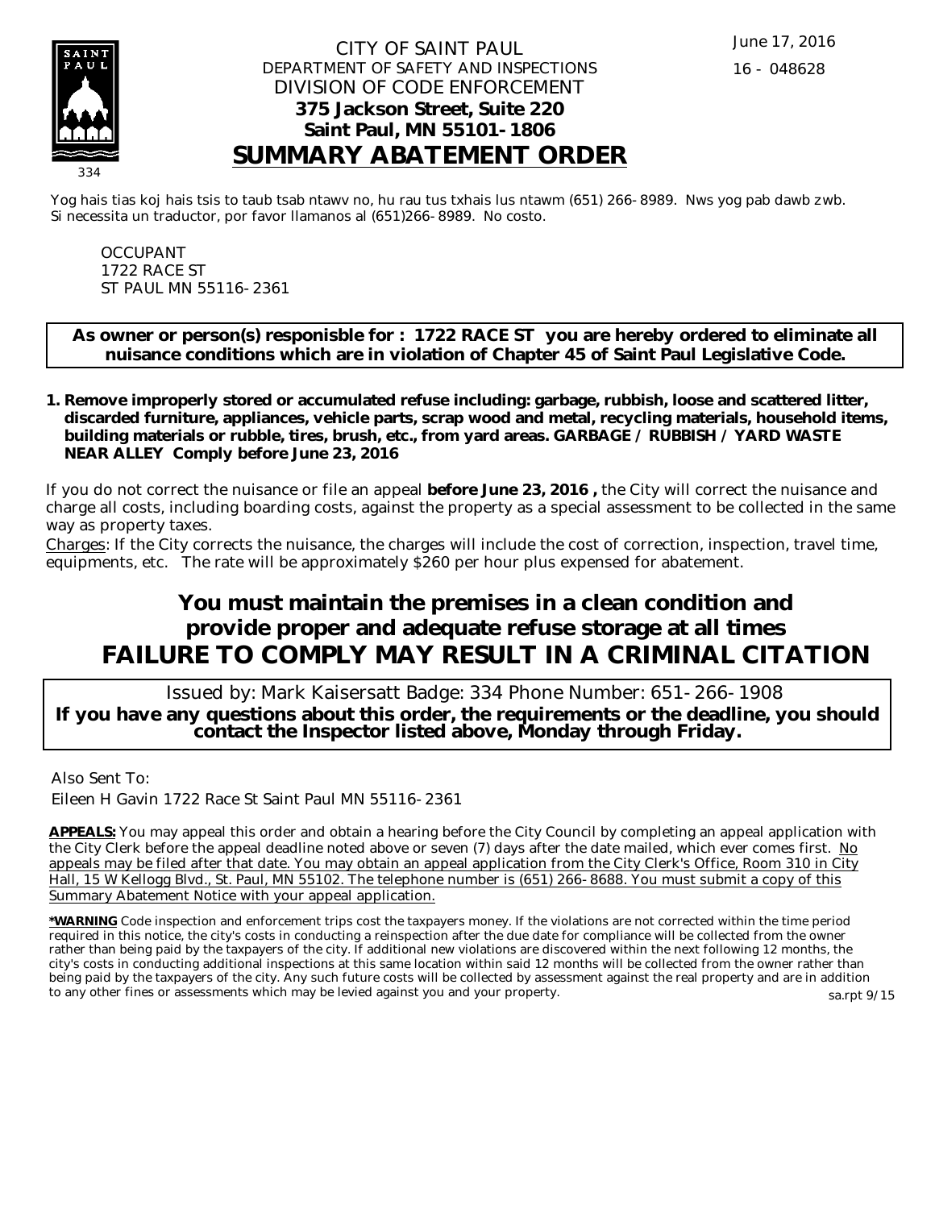334

CITY OF SAINT PAUL
DEPARTMENT OF SAFETY AND INSPECTIONS
DIVISION OF CODE ENFORCEMENT
**375 Jackson Street, Suite 220**
**Saint Paul, MN 55101-1806**

# SUMMARY ABATEMENT ORDER

June 17, 2016
16 - 048628

Yog hais tias koj hais tsis to taub tsab ntawv no, hu rau tus txhais lus ntawm (651) 266-8989. Nws yog pab dawb zwb.
Si necessita un traductor, por favor llamanos al (651)266-8989. No costo.

OCCUPANT
1722 RACE ST
ST PAUL MN 55116-2361

**As owner or person(s) responisble for : 1722 RACE ST you are hereby ordered to eliminate all nuisance conditions which are in violation of Chapter 45 of Saint Paul Legislative Code.**

1. **Remove improperly stored or accumulated refuse including: garbage, rubbish, loose and scattered litter, discarded furniture, appliances, vehicle parts, scrap wood and metal, recycling materials, household items, building materials or rubble, tires, brush, etc., from yard areas. GARBAGE / RUBBISH / YARD WASTE NEAR ALLEY Comply before June 23, 2016**

If you do not correct the nuisance or file an appeal **before June 23, 2016 ,** the City will correct the nuisance and charge all costs, including boarding costs, against the property as a special assessment to be collected in the same way as property taxes.

Charges: If the City corrects the nuisance, the charges will include the cost of correction, inspection, travel time, equipments, etc. The rate will be approximately $260 per hour plus expensed for abatement.

## You must maintain the premises in a clean condition and provide proper and adequate refuse storage at all times
## FAILURE TO COMPLY MAY RESULT IN A CRIMINAL CITATION

Issued by: Mark Kaisersatt Badge: 334 Phone Number: 651-266-1908
**If you have any questions about this order, the requirements or the deadline, you should contact the Inspector listed above, Monday through Friday.**

Also Sent To:
Eileen H Gavin 1722 Race St Saint Paul MN 55116-2361

**APPEALS:** You may appeal this order and obtain a hearing before the City Council by completing an appeal application with the City Clerk before the appeal deadline noted above or seven (7) days after the date mailed, which ever comes first. No appeals may be filed after that date. You may obtain an appeal application from the City Clerk's Office, Room 310 in City Hall, 15 W Kellogg Blvd., St. Paul, MN 55102. The telephone number is (651) 266-8688. You must submit a copy of this Summary Abatement Notice with your appeal application.

***WARNING** Code inspection and enforcement trips cost the taxpayers money. If the violations are not corrected within the time period required in this notice, the city's costs in conducting a reinspection after the due date for compliance will be collected from the owner rather than being paid by the taxpayers of the city. If additional new violations are discovered within the next following 12 months, the city's costs in conducting additional inspections at this same location within said 12 months will be collected from the owner rather than being paid by the taxpayers of the city. Any such future costs will be collected by assessment against the real property and are in addition to any other fines or assessments which may be levied against you and your property.

sa.rpt 9/15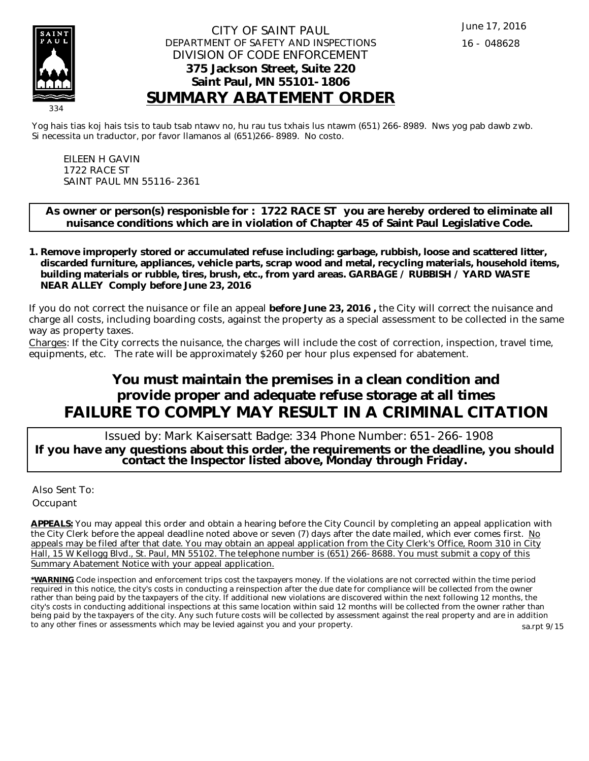CITY OF SAINT PAUL
DEPARTMENT OF SAFETY AND INSPECTIONS
DIVISION OF CODE ENFORCEMENT

**375 Jackson Street, Suite 220**
**Saint Paul, MN 55101-1806**

June 17, 2016

16 - 048628

334

# SUMMARY ABATEMENT ORDER

Yog hais tias koj hais tsis to taub tsab ntawv no, hu rau tus txhais lus ntawm (651) 266-8989. Nws yog pab dawb zwb.
Si necessita un traductor, por favor llamanos al (651)266-8989. No costo.

EILEEN H GAVIN
1722 RACE ST
SAINT PAUL MN 55116-2361

**As owner or person(s) responisble for : 1722 RACE ST you are hereby ordered to eliminate all nuisance conditions which are in violation of Chapter 45 of Saint Paul Legislative Code.**

1. **Remove improperly stored or accumulated refuse including: garbage, rubbish, loose and scattered litter, discarded furniture, appliances, vehicle parts, scrap wood and metal, recycling materials, household items, building materials or rubble, tires, brush, etc., from yard areas. GARBAGE / RUBBISH / YARD WASTE NEAR ALLEY Comply before June 23, 2016**

If you do not correct the nuisance or file an appeal **before June 23, 2016 ,** the City will correct the nuisance and charge all costs, including boarding costs, against the property as a special assessment to be collected in the same way as property taxes.

Charges: If the City corrects the nuisance, the charges will include the cost of correction, inspection, travel time, equipments, etc. The rate will be approximately $260 per hour plus expensed for abatement.

## You must maintain the premises in a clean condition and provide proper and adequate refuse storage at all times

## FAILURE TO COMPLY MAY RESULT IN A CRIMINAL CITATION

Issued by: Mark Kaisersatt Badge: 334 Phone Number: 651-266-1908

**If you have any questions about this order, the requirements or the deadline, you should contact the Inspector listed above, Monday through Friday.**

Also Sent To:
Occupant

**APPEALS:** You may appeal this order and obtain a hearing before the City Council by completing an appeal application with the City Clerk before the appeal deadline noted above or seven (7) days after the date mailed, which ever comes first. No appeals may be filed after that date. You may obtain an appeal application from the City Clerk's Office, Room 310 in City Hall, 15 W Kellogg Blvd., St. Paul, MN 55102. The telephone number is (651) 266-8688. You must submit a copy of this Summary Abatement Notice with your appeal application.

***WARNING** Code inspection and enforcement trips cost the taxpayers money. If the violations are not corrected within the time period required in this notice, the city's costs in conducting a reinspection after the due date for compliance will be collected from the owner rather than being paid by the taxpayers of the city. If additional new violations are discovered within the next following 12 months, the city's costs in conducting additional inspections at this same location within said 12 months will be collected from the owner rather than being paid by the taxpayers of the city. Any such future costs will be collected by assessment against the real property and are in addition to any other fines or assessments which may be levied against you and your property.

sa.rpt 9/15